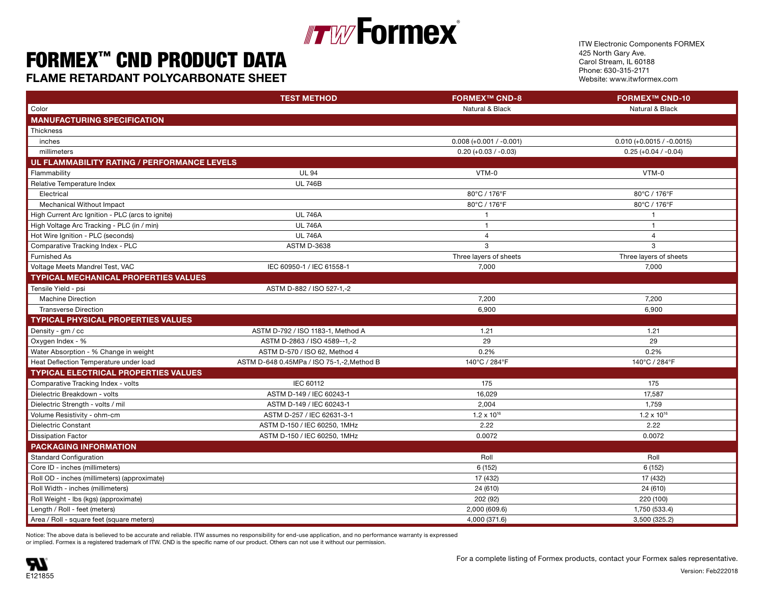ITW Formex®

# FORMEX™ CND PRODUCT DATA

## FLAME RETARDANT POLYCARBONATE SHEET

ITW Electronic Components FORMEX
425 North Gary Ave.
Carol Stream, IL 60188
Phone: 630-315-2171
Website: www.itwformex.com

| | TEST METHOD | FORMEX™ CND-8 | FORMEX™ CND-10 |
|---|---|---|---|
| Color | | Natural & Black | Natural & Black |
| **MANUFACTURING SPECIFICATION** | | | |
| Thickness | | | |
| inches | | 0.008 (+0.001 / -0.001) | 0.010 (+0.0015 / -0.0015) |
| millimeters | | 0.20 (+0.03 / -0.03) | 0.25 (+0.04 / -0.04) |
| **UL FLAMMABILITY RATING / PERFORMANCE LEVELS** | | | |
| Flammability | UL 94 | VTM-0 | VTM-0 |
| Relative Temperature Index | UL 746B | | |
| Electrical | | 80°C / 176°F | 80°C / 176°F |
| Mechanical Without Impact | | 80°C / 176°F | 80°C / 176°F |
| High Current Arc Ignition - PLC (arcs to ignite) | UL 746A | 1 | 1 |
| High Voltage Arc Tracking - PLC (in / min) | UL 746A | 1 | 1 |
| Hot Wire Ignition - PLC (seconds) | UL 746A | 4 | 4 |
| Comparative Tracking Index - PLC | ASTM D-3638 | 3 | 3 |
| Furnished As | | Three layers of sheets | Three layers of sheets |
| Voltage Meets Mandrel Test, VAC | IEC 60950-1 / IEC 61558-1 | 7,000 | 7,000 |
| **TYPICAL MECHANICAL PROPERTIES VALUES** | | | |
| Tensile Yield - psi | ASTM D-882 / ISO 527-1,-2 | | |
| Machine Direction | | 7,200 | 7,200 |
| Transverse Direction | | 6,900 | 6,900 |
| **TYPICAL PHYSICAL PROPERTIES VALUES** | | | |
| Density - gm / cc | ASTM D-792 / ISO 1183-1, Method A | 1.21 | 1.21 |
| Oxygen Index - % | ASTM D-2863 / ISO 4589--1,-2 | 29 | 29 |
| Water Absorption - % Change in weight | ASTM D-570 / ISO 62, Method 4 | 0.2% | 0.2% |
| Heat Deflection Temperature under load | ASTM D-648 0.45MPa / ISO 75-1,-2,Method B | 140°C / 284°F | 140°C / 284°F |
| **TYPICAL ELECTRICAL PROPERTIES VALUES** | | | |
| Comparative Tracking Index - volts | IEC 60112 | 175 | 175 |
| Dielectric Breakdown - volts | ASTM D-149 / IEC 60243-1 | 16,029 | 17,587 |
| Dielectric Strength - volts / mil | ASTM D-149 / IEC 60243-1 | 2,004 | 1,759 |
| Volume Resistivity - ohm-cm | ASTM D-257 / IEC 62631-3-1 | $1.2 \times 10^{16}$ | $1.2 \times 10^{16}$ |
| Dielectric Constant | ASTM D-150 / IEC 60250, 1MHz | 2.22 | 2.22 |
| Dissipation Factor | ASTM D-150 / IEC 60250, 1MHz | 0.0072 | 0.0072 |
| **PACKAGING INFORMATION** | | | |
| Standard Configuration | | Roll | Roll |
| Core ID - inches (millimeters) | | 6 (152) | 6 (152) |
| Roll OD - inches (millimeters) (approximate) | | 17 (432) | 17 (432) |
| Roll Width - inches (millimeters) | | 24 (610) | 24 (610) |
| Roll Weight - lbs (kgs) (approximate) | | 202 (92) | 220 (100) |
| Length / Roll - feet (meters) | | 2,000 (609.6) | 1,750 (533.4) |
| Area / Roll - square feet (square meters) | | 4,000 (371.6) | 3,500 (325.2) |

Notice: The above data is believed to be accurate and reliable. ITW assumes no responsibility for end-use application, and no performance warranty is expressed or implied. Formex is a registered trademark of ITW. CND is the specific name of our product. Others can not use it without our permission.

E121855

For a complete listing of Formex products, contact your Formex sales representative.

Version: Feb222018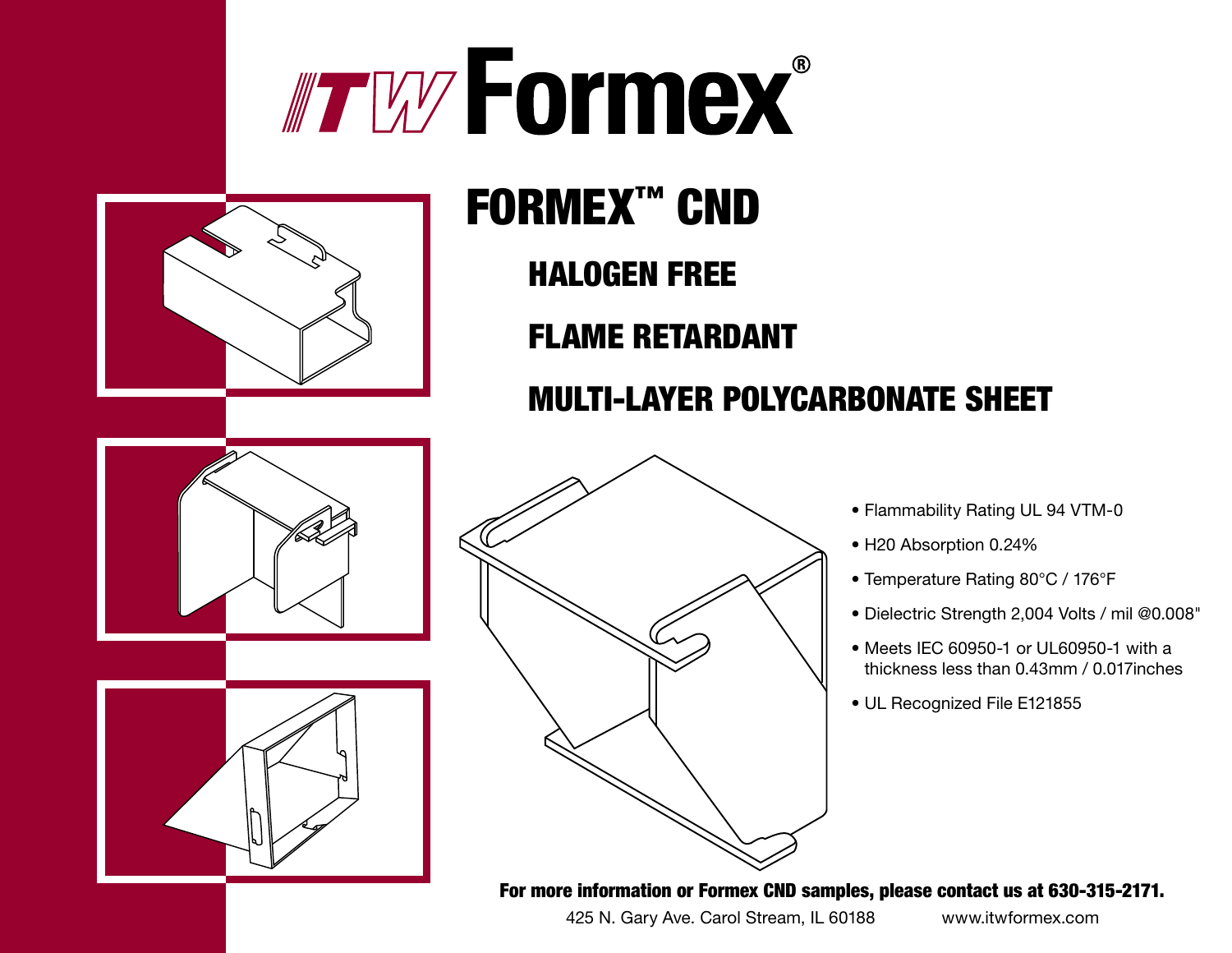# ITW Formex®

## FORMEX™ CND

### HALOGEN FREE

### FLAME RETARDANT

### MULTI-LAYER POLYCARBONATE SHEET

- Flammability Rating UL 94 VTM-0
- H20 Absorption 0.24%
- Temperature Rating 80°C / 176°F
- Dielectric Strength 2,004 Volts / mil @0.008"
- Meets IEC 60950-1 or UL60950-1 with a thickness less than 0.43mm / 0.017inches
- UL Recognized File E121855

**For more information or Formex CND samples, please contact us at 630-315-2171.**

425 N. Gary Ave. Carol Stream, IL 60188 www.itwformex.com